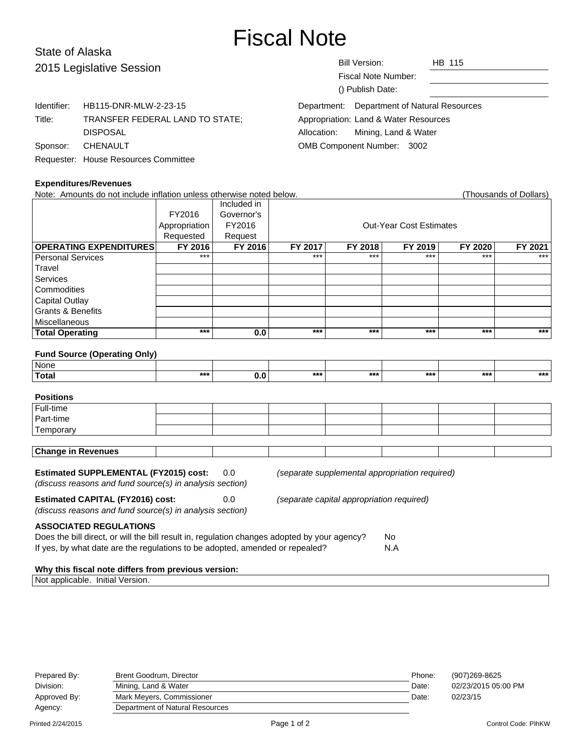# Fiscal Note

State of Alaska
2015 Legislative Session

Bill Version: HB 115
Fiscal Note Number:
() Publish Date:

Identifier: HB115-DNR-MLW-2-23-15
Title: TRANSFER FEDERAL LAND TO STATE; DISPOSAL
Sponsor: CHENAULT
Requester: House Resources Committee

Department: Department of Natural Resources
Appropriation: Land & Water Resources
Allocation: Mining, Land & Water
OMB Component Number: 3002

### Expenditures/Revenues

Note: Amounts do not include inflation unless otherwise noted below. (Thousands of Dollars)

| | FY2016 Appropriation Requested | Included in Governor's FY2016 Request | Out-Year Cost Estimates | | | | |
|---|---|---|---|---|---|---|---|
| **OPERATING EXPENDITURES** | **FY 2016** | **FY 2016** | **FY 2017** | **FY 2018** | **FY 2019** | **FY 2020** | **FY 2021** |
| Personal Services | *** | | *** | *** | *** | *** | *** |
| Travel | | | | | | | |
| Services | | | | | | | |
| Commodities | | | | | | | |
| Capital Outlay | | | | | | | |
| Grants & Benefits | | | | | | | |
| Miscellaneous | | | | | | | |
| **Total Operating** | *** | 0.0 | *** | *** | *** | *** | *** |

### Fund Source (Operating Only)

| | | | | | | | |
|---|---|---|---|---|---|---|---|
| None | | | | | | | |
| **Total** | *** | 0.0 | *** | *** | *** | *** | *** |

### Positions

| | | | | | | | |
|---|---|---|---|---|---|---|---|
| Full-time | | | | | | | |
| Part-time | | | | | | | |
| Temporary | | | | | | | |

| | | | | | | | |
|---|---|---|---|---|---|---|---|
| **Change in Revenues** | | | | | | | |

**Estimated SUPPLEMENTAL (FY2015) cost:** 0.0 *(separate supplemental appropriation required)*
*(discuss reasons and fund source(s) in analysis section)*

**Estimated CAPITAL (FY2016) cost:** 0.0 *(separate capital appropriation required)*
*(discuss reasons and fund source(s) in analysis section)*

### ASSOCIATED REGULATIONS

Does the bill direct, or will the bill result in, regulation changes adopted by your agency? No
If yes, by what date are the regulations to be adopted, amended or repealed? N.A

**Why this fiscal note differs from previous version:**
Not applicable. Initial Version.

| | | | |
|---|---|---|---|
| Prepared By: | Brent Goodrum, Director | Phone: | (907)269-8625 |
| Division: | Mining, Land & Water | Date: | 02/23/2015 05:00 PM |
| Approved By: | Mark Meyers, Commissioner | Date: | 02/23/15 |
| Agency: | Department of Natural Resources | | |

Printed 2/24/2015 Control Code: PIhKW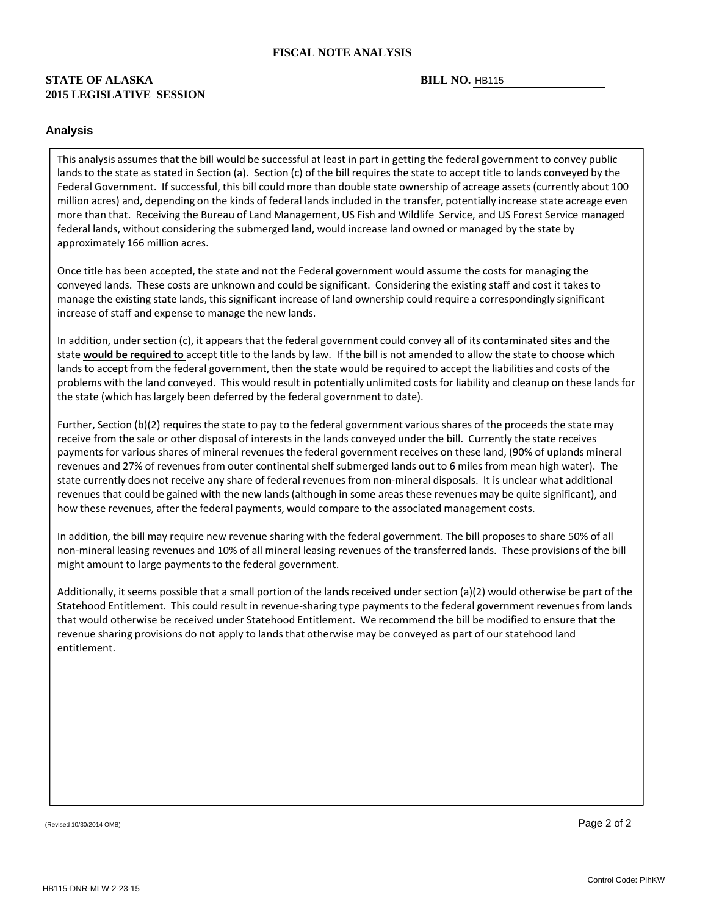FISCAL NOTE ANALYSIS

**STATE OF ALASKA**
**2015 LEGISLATIVE SESSION**

**BILL NO.** HB115

## Analysis

This analysis assumes that the bill would be successful at least in part in getting the federal government to convey public lands to the state as stated in Section (a). Section (c) of the bill requires the state to accept title to lands conveyed by the Federal Government. If successful, this bill could more than double state ownership of acreage assets (currently about 100 million acres) and, depending on the kinds of federal lands included in the transfer, potentially increase state acreage even more than that. Receiving the Bureau of Land Management, US Fish and Wildlife Service, and US Forest Service managed federal lands, without considering the submerged land, would increase land owned or managed by the state by approximately 166 million acres.

Once title has been accepted, the state and not the Federal government would assume the costs for managing the conveyed lands. These costs are unknown and could be significant. Considering the existing staff and cost it takes to manage the existing state lands, this significant increase of land ownership could require a correspondingly significant increase of staff and expense to manage the new lands.

In addition, under section (c), it appears that the federal government could convey all of its contaminated sites and the state **would be required to** accept title to the lands by law. If the bill is not amended to allow the state to choose which lands to accept from the federal government, then the state would be required to accept the liabilities and costs of the problems with the land conveyed. This would result in potentially unlimited costs for liability and cleanup on these lands for the state (which has largely been deferred by the federal government to date).

Further, Section (b)(2) requires the state to pay to the federal government various shares of the proceeds the state may receive from the sale or other disposal of interests in the lands conveyed under the bill. Currently the state receives payments for various shares of mineral revenues the federal government receives on these land, (90% of uplands mineral revenues and 27% of revenues from outer continental shelf submerged lands out to 6 miles from mean high water). The state currently does not receive any share of federal revenues from non-mineral disposals. It is unclear what additional revenues that could be gained with the new lands (although in some areas these revenues may be quite significant), and how these revenues, after the federal payments, would compare to the associated management costs.

In addition, the bill may require new revenue sharing with the federal government. The bill proposes to share 50% of all non-mineral leasing revenues and 10% of all mineral leasing revenues of the transferred lands. These provisions of the bill might amount to large payments to the federal government.

Additionally, it seems possible that a small portion of the lands received under section (a)(2) would otherwise be part of the Statehood Entitlement. This could result in revenue-sharing type payments to the federal government revenues from lands that would otherwise be received under Statehood Entitlement. We recommend the bill be modified to ensure that the revenue sharing provisions do not apply to lands that otherwise may be conveyed as part of our statehood land entitlement.

(Revised 10/30/2014 OMB)

Control Code: PIhKW

HB115-DNR-MLW-2-23-15